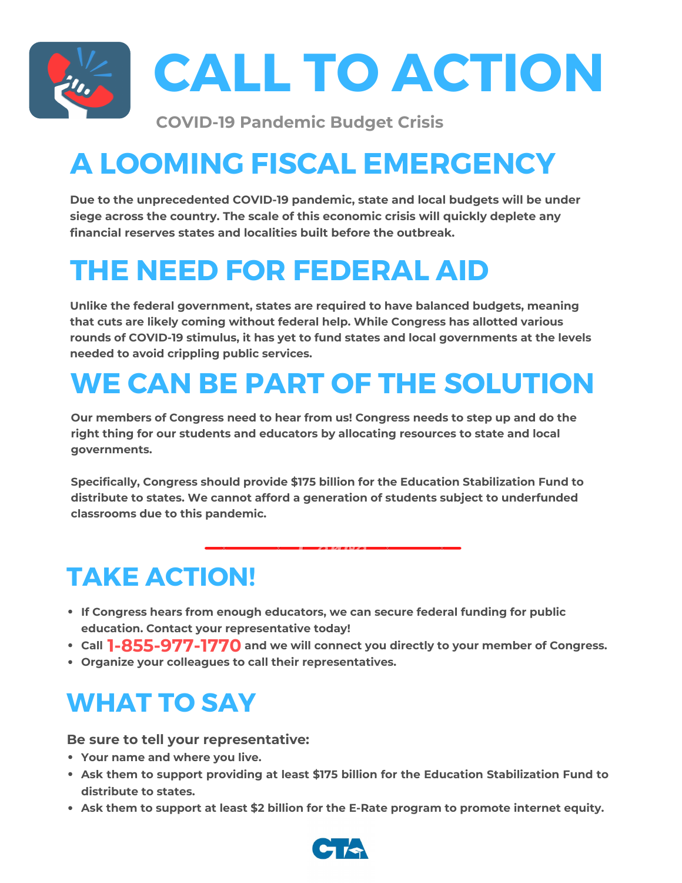# CALL TO ACTION

COVID-19 Pandemic Budget Crisis

## A LOOMING FISCAL EMERGENCY

Due to the unprecedented COVID-19 pandemic, state and local budgets will be under siege across the country. The scale of this economic crisis will quickly deplete any financial reserves states and localities built before the outbreak.

## THE NEED FOR FEDERAL AID

Unlike the federal government, states are required to have balanced budgets, meaning that cuts are likely coming without federal help. While Congress has allotted various rounds of COVID-19 stimulus, it has yet to fund states and local governments at the levels needed to avoid crippling public services.

## WE CAN BE PART OF THE SOLUTION

Our members of Congress need to hear from us! Congress needs to step up and do the right thing for our students and educators by allocating resources to state and local governments.

Specifically, Congress should provide $175 billion for the Education Stabilization Fund to distribute to states. We cannot afford a generation of students subject to underfunded classrooms due to this pandemic.

## TAKE ACTION!

- If Congress hears from enough educators, we can secure federal funding for public education. Contact your representative today!
- Call **1-855-977-1770** and we will connect you directly to your member of Congress.
- Organize your colleagues to call their representatives.

## WHAT TO SAY

**Be sure to tell your representative:**

- Your name and where you live.
- Ask them to support providing at least $175 billion for the Education Stabilization Fund to distribute to states.
- Ask them to support at least $2 billion for the E-Rate program to promote internet equity.

CTA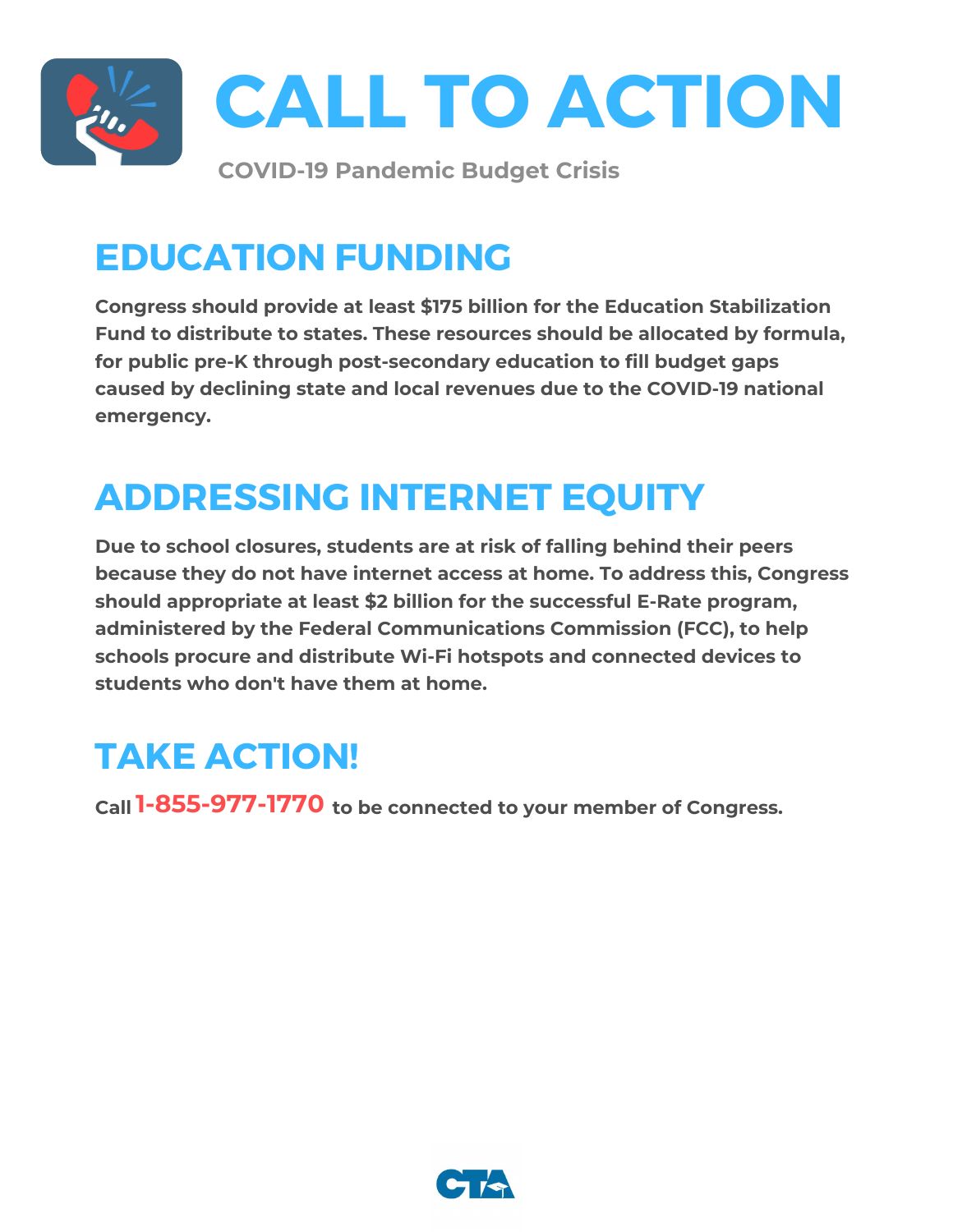# CALL TO ACTION

COVID-19 Pandemic Budget Crisis

## EDUCATION FUNDING

**Congress should provide at least $175 billion for the Education Stabilization Fund to distribute to states. These resources should be allocated by formula, for public pre-K through post-secondary education to fill budget gaps caused by declining state and local revenues due to the COVID-19 national emergency.**

## ADDRESSING INTERNET EQUITY

**Due to school closures, students are at risk of falling behind their peers because they do not have internet access at home. To address this, Congress should appropriate at least $2 billion for the successful E-Rate program, administered by the Federal Communications Commission (FCC), to help schools procure and distribute Wi-Fi hotspots and connected devices to students who don't have them at home.**

## TAKE ACTION!

**Call 1-855-977-1770 to be connected to your member of Congress.**

CTA